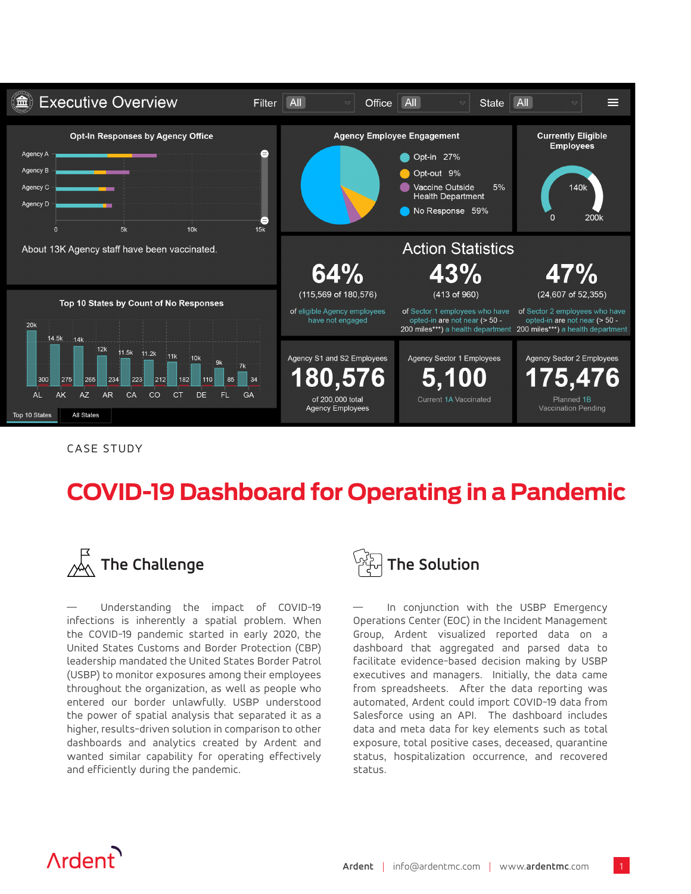# Executive Overview

Filter: All | Office: All | State: All

**Opt-In Responses by Agency Office**

Agency A, Agency B, Agency C, Agency D

0 | 5k | 10k | 15k

About 13K Agency staff have been vaccinated.

**Agency Employee Engagement**

- Opt-in 27%
- Opt-out 9%
- Vaccine Outside Health Department 5%
- No Response 59%

**Currently Eligible Employees**

140k (0 – 200k)

**Top 10 States by Count of No Responses**

| State | AL | AK | AZ | AR | CA | CO | CT | DE | FL | GA |
|---|---|---|---|---|---|---|---|---|---|---|
| Count | 20k | 14.5k | 14k | 12k | 11.5k | 11.2k | 11k | 10k | 9k | 7k |
| | 300 | 275 | 265 | 234 | 223 | 212 | 182 | 110 | 85 | 34 |

Top 10 States | All States

## Action Statistics

**64%** (115,569 of 180,576) of eligible Agency employees have not engaged

**43%** (413 of 960) of Sector 1 employees who have opted-in are not near (> 50 - 200 miles***) a health department

**47%** (24,607 of 52,355) of Sector 2 employees who have opted-in are not near (> 50 - 200 miles***) a health department

**Agency S1 and S2 Employees: 180,576** of 200,000 total Agency Employees

**Agency Sector 1 Employees: 5,100** Current 1A Vaccinated

**Agency Sector 2 Employees: 175,476** Planned 1B Vaccination Pending

CASE STUDY

# COVID-19 Dashboard for Operating in a Pandemic

## The Challenge

— Understanding the impact of COVID-19 infections is inherently a spatial problem. When the COVID-19 pandemic started in early 2020, the United States Customs and Border Protection (CBP) leadership mandated the United States Border Patrol (USBP) to monitor exposures among their employees throughout the organization, as well as people who entered our border unlawfully. USBP understood the power of spatial analysis that separated it as a higher, results-driven solution in comparison to other dashboards and analytics created by Ardent and wanted similar capability for operating effectively and efficiently during the pandemic.

## The Solution

— In conjunction with the USBP Emergency Operations Center (EOC) in the Incident Management Group, Ardent visualized reported data on a dashboard that aggregated and parsed data to facilitate evidence-based decision making by USBP executives and managers. Initially, the data came from spreadsheets. After the data reporting was automated, Ardent could import COVID-19 data from Salesforce using an API. The dashboard includes data and meta data for key elements such as total exposure, total positive cases, deceased, quarantine status, hospitalization occurrence, and recovered status.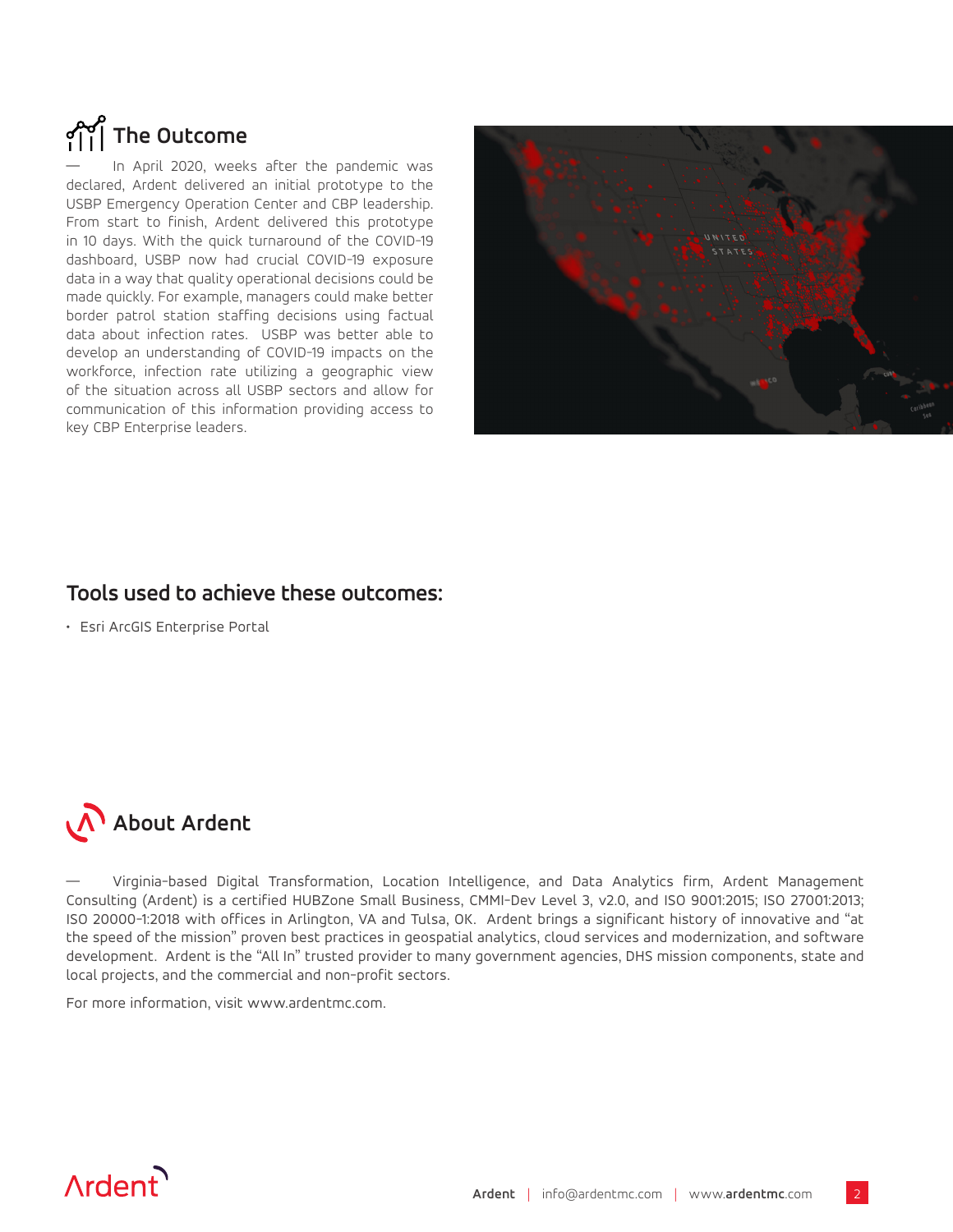## The Outcome

— In April 2020, weeks after the pandemic was declared, Ardent delivered an initial prototype to the USBP Emergency Operation Center and CBP leadership. From start to finish, Ardent delivered this prototype in 10 days. With the quick turnaround of the COVID-19 dashboard, USBP now had crucial COVID-19 exposure data in a way that quality operational decisions could be made quickly. For example, managers could make better border patrol station staffing decisions using factual data about infection rates. USBP was better able to develop an understanding of COVID-19 impacts on the workforce, infection rate utilizing a geographic view of the situation across all USBP sectors and allow for communication of this information providing access to key CBP Enterprise leaders.

## Tools used to achieve these outcomes:

- Esri ArcGIS Enterprise Portal

## About Ardent

— Virginia-based Digital Transformation, Location Intelligence, and Data Analytics firm, Ardent Management Consulting (Ardent) is a certified HUBZone Small Business, CMMI-Dev Level 3, v2.0, and ISO 9001:2015; ISO 27001:2013; ISO 20000-1:2018 with offices in Arlington, VA and Tulsa, OK. Ardent brings a significant history of innovative and "at the speed of the mission" proven best practices in geospatial analytics, cloud services and modernization, and software development. Ardent is the "All In" trusted provider to many government agencies, DHS mission components, state and local projects, and the commercial and non-profit sectors.

For more information, visit www.ardentmc.com.

Ardent | info@ardentmc.com | www.ardentmc.com